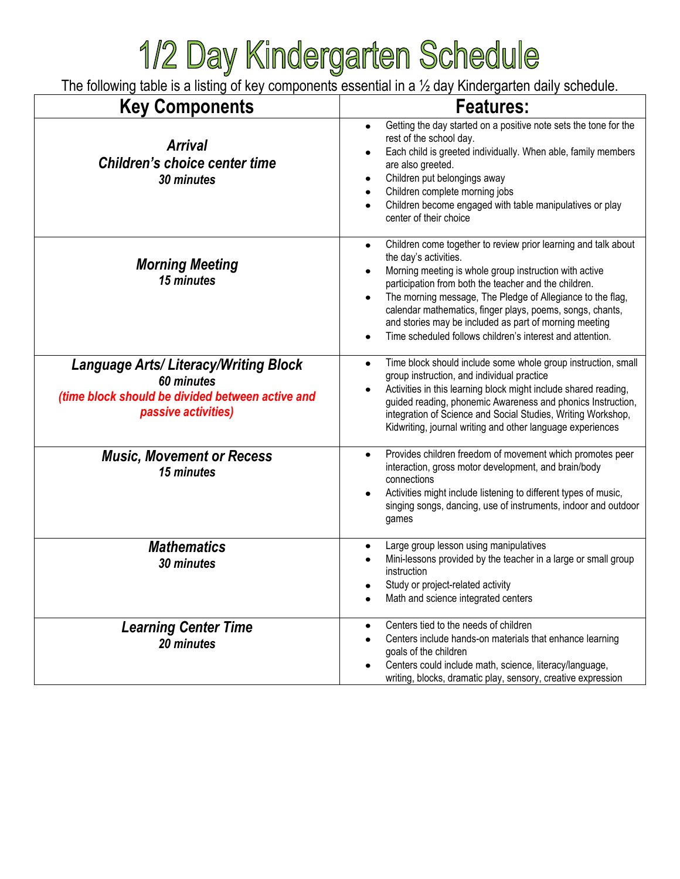# 1/2 Day Kindergarten Schedule

The following table is a listing of key components essential in a ½ day Kindergarten daily schedule.

| Key Components | Features: |
|---|---|
| ***Arrival***<br>***Children's choice center time***<br>***30 minutes*** | • Getting the day started on a positive note sets the tone for the rest of the school day.<br>• Each child is greeted individually. When able, family members are also greeted.<br>• Children put belongings away<br>• Children complete morning jobs<br>• Children become engaged with table manipulatives or play center of their choice |
| ***Morning Meeting***<br>***15 minutes*** | • Children come together to review prior learning and talk about the day's activities.<br>• Morning meeting is whole group instruction with active participation from both the teacher and the children.<br>• The morning message, The Pledge of Allegiance to the flag, calendar mathematics, finger plays, poems, songs, chants, and stories may be included as part of morning meeting<br>• Time scheduled follows children's interest and attention. |
| ***Language Arts/ Literacy/Writing Block***<br>***60 minutes***<br>***(time block should be divided between active and passive activities)*** | • Time block should include some whole group instruction, small group instruction, and individual practice<br>• Activities in this learning block might include shared reading, guided reading, phonemic Awareness and phonics Instruction, integration of Science and Social Studies, Writing Workshop, Kidwriting, journal writing and other language experiences |
| ***Music, Movement or Recess***<br>***15 minutes*** | • Provides children freedom of movement which promotes peer interaction, gross motor development, and brain/body connections<br>• Activities might include listening to different types of music, singing songs, dancing, use of instruments, indoor and outdoor games |
| ***Mathematics***<br>***30 minutes*** | • Large group lesson using manipulatives<br>• Mini-lessons provided by the teacher in a large or small group instruction<br>• Study or project-related activity<br>• Math and science integrated centers |
| ***Learning Center Time***<br>***20 minutes*** | • Centers tied to the needs of children<br>• Centers include hands-on materials that enhance learning goals of the children<br>• Centers could include math, science, literacy/language, writing, blocks, dramatic play, sensory, creative expression |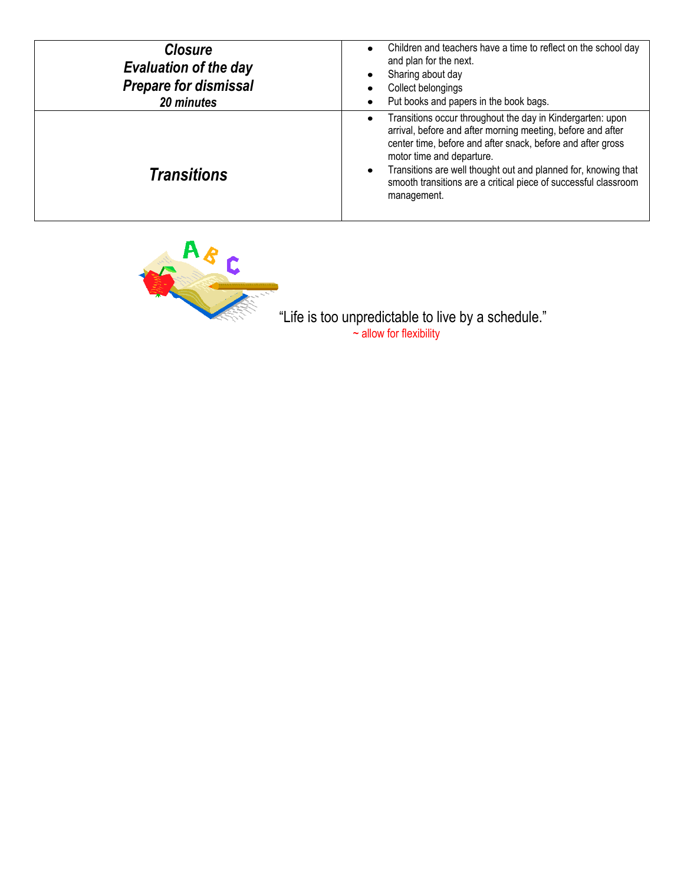| | |
|---|---|
| ***Closure*** <br> ***Evaluation of the day*** <br> ***Prepare for dismissal*** <br> ***20 minutes*** | • Children and teachers have a time to reflect on the school day and plan for the next. <br> • Sharing about day <br> • Collect belongings <br> • Put books and papers in the book bags. |
| ***Transitions*** | • Transitions occur throughout the day in Kindergarten: upon arrival, before and after morning meeting, before and after center time, before and after snack, before and after gross motor time and departure. <br> • Transitions are well thought out and planned for, knowing that smooth transitions are a critical piece of successful classroom management. |

"Life is too unpredictable to live by a schedule."

~ allow for flexibility